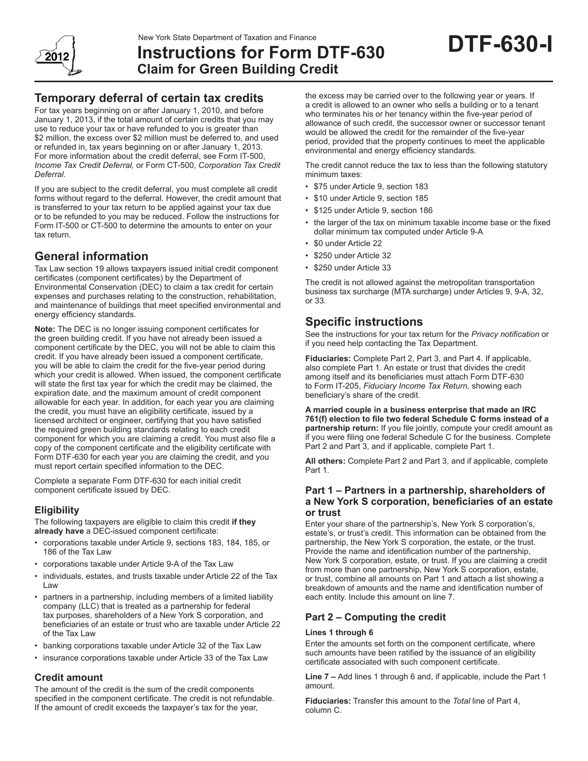New York State Department of Taxation and Finance

# Instructions for Form DTF-630 Claim for Green Building Credit

**DTF-630-I**

2012

## Temporary deferral of certain tax credits

For tax years beginning on or after January 1, 2010, and before January 1, 2013, if the total amount of certain credits that you may use to reduce your tax or have refunded to you is greater than $2 million, the excess over $2 million must be deferred to, and used or refunded in, tax years beginning on or after January 1, 2013. For more information about the credit deferral, see Form IT-500, *Income Tax Credit Deferral,* or Form CT-500, *Corporation Tax Credit Deferral.*

If you are subject to the credit deferral, you must complete all credit forms without regard to the deferral. However, the credit amount that is transferred to your tax return to be applied against your tax due or to be refunded to you may be reduced. Follow the instructions for Form IT-500 or CT-500 to determine the amounts to enter on your tax return.

## General information

Tax Law section 19 allows taxpayers issued initial credit component certificates (component certificates) by the Department of Environmental Conservation (DEC) to claim a tax credit for certain expenses and purchases relating to the construction, rehabilitation, and maintenance of buildings that meet specified environmental and energy efficiency standards.

**Note:** The DEC is no longer issuing component certificates for the green building credit. If you have not already been issued a component certificate by the DEC, you will not be able to claim this credit. If you have already been issued a component certificate, you will be able to claim the credit for the five-year period during which your credit is allowed. When issued, the component certificate will state the first tax year for which the credit may be claimed, the expiration date, and the maximum amount of credit component allowable for each year. In addition, for each year you are claiming the credit, you must have an eligibility certificate, issued by a licensed architect or engineer, certifying that you have satisfied the required green building standards relating to each credit component for which you are claiming a credit. You must also file a copy of the component certificate and the eligibility certificate with Form DTF-630 for each year you are claiming the credit, and you must report certain specified information to the DEC.

Complete a separate Form DTF-630 for each initial credit component certificate issued by DEC.

### Eligibility

The following taxpayers are eligible to claim this credit **if they already have** a DEC-issued component certificate:

- corporations taxable under Article 9, sections 183, 184, 185, or 186 of the Tax Law
- corporations taxable under Article 9-A of the Tax Law
- individuals, estates, and trusts taxable under Article 22 of the Tax Law
- partners in a partnership, including members of a limited liability company (LLC) that is treated as a partnership for federal tax purposes, shareholders of a New York S corporation, and beneficiaries of an estate or trust who are taxable under Article 22 of the Tax Law
- banking corporations taxable under Article 32 of the Tax Law
- insurance corporations taxable under Article 33 of the Tax Law

### Credit amount

The amount of the credit is the sum of the credit components specified in the component certificate. The credit is not refundable. If the amount of credit exceeds the taxpayer's tax for the year, the excess may be carried over to the following year or years. If a credit is allowed to an owner who sells a building or to a tenant who terminates his or her tenancy within the five-year period of allowance of such credit, the successor owner or successor tenant would be allowed the credit for the remainder of the five-year period, provided that the property continues to meet the applicable environmental and energy efficiency standards.

The credit cannot reduce the tax to less than the following statutory minimum taxes:

- $75 under Article 9, section 183
- $10 under Article 9, section 185
- $125 under Article 9, section 186
- the larger of the tax on minimum taxable income base or the fixed dollar minimum tax computed under Article 9-A
- $0 under Article 22
- $250 under Article 32
- $250 under Article 33

The credit is not allowed against the metropolitan transportation business tax surcharge (MTA surcharge) under Articles 9, 9-A, 32, or 33.

## Specific instructions

See the instructions for your tax return for the *Privacy notification* or if you need help contacting the Tax Department.

**Fiduciaries:** Complete Part 2, Part 3, and Part 4. If applicable, also complete Part 1. An estate or trust that divides the credit among itself and its beneficiaries must attach Form DTF-630 to Form IT-205, *Fiduciary Income Tax Return,* showing each beneficiary's share of the credit.

**A married couple in a business enterprise that made an IRC 761(f) election to file two federal Schedule C forms instead of a partnership return:** If you file jointly, compute your credit amount as if you were filing one federal Schedule C for the business. Complete Part 2 and Part 3, and if applicable, complete Part 1.

**All others:** Complete Part 2 and Part 3, and if applicable, complete Part 1.

### Part 1 – Partners in a partnership, shareholders of a New York S corporation, beneficiaries of an estate or trust

Enter your share of the partnership's, New York S corporation's, estate's, or trust's credit. This information can be obtained from the partnership, the New York S corporation, the estate, or the trust. Provide the name and identification number of the partnership, New York S corporation, estate, or trust. If you are claiming a credit from more than one partnership, New York S corporation, estate, or trust, combine all amounts on Part 1 and attach a list showing a breakdown of amounts and the name and identification number of each entity. Include this amount on line 7.

### Part 2 – Computing the credit

**Lines 1 through 6**

Enter the amounts set forth on the component certificate, where such amounts have been ratified by the issuance of an eligibility certificate associated with such component certificate.

**Line 7 –** Add lines 1 through 6 and, if applicable, include the Part 1 amount.

**Fiduciaries:** Transfer this amount to the *Total* line of Part 4, column C.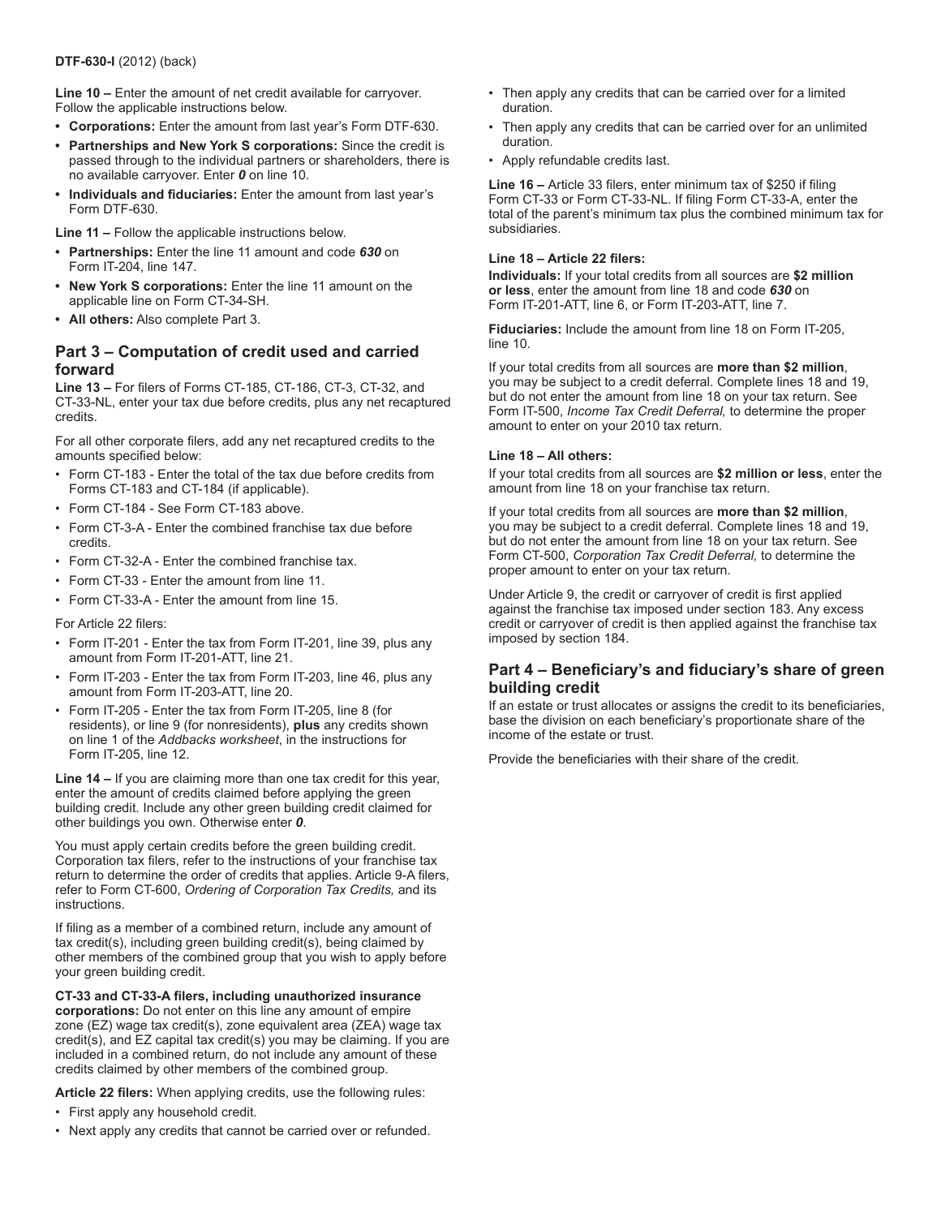**Line 10 –** Enter the amount of net credit available for carryover. Follow the applicable instructions below.

- **Corporations:** Enter the amount from last year's Form DTF-630.
- **Partnerships and New York S corporations:** Since the credit is passed through to the individual partners or shareholders, there is no available carryover. Enter ***0*** on line 10.
- **Individuals and fiduciaries:** Enter the amount from last year's Form DTF-630.

**Line 11 –** Follow the applicable instructions below.

- **Partnerships:** Enter the line 11 amount and code ***630*** on Form IT-204, line 147.
- **New York S corporations:** Enter the line 11 amount on the applicable line on Form CT-34-SH.
- **All others:** Also complete Part 3.

## Part 3 – Computation of credit used and carried forward

**Line 13 –** For filers of Forms CT-185, CT-186, CT-3, CT-32, and CT-33-NL, enter your tax due before credits, plus any net recaptured credits.

For all other corporate filers, add any net recaptured credits to the amounts specified below:

- Form CT-183 - Enter the total of the tax due before credits from Forms CT-183 and CT-184 (if applicable).
- Form CT-184 - See Form CT-183 above.
- Form CT-3-A - Enter the combined franchise tax due before credits.
- Form CT-32-A - Enter the combined franchise tax.
- Form CT-33 - Enter the amount from line 11.
- Form CT-33-A - Enter the amount from line 15.

For Article 22 filers:

- Form IT-201 - Enter the tax from Form IT-201, line 39, plus any amount from Form IT-201-ATT, line 21.
- Form IT-203 - Enter the tax from Form IT-203, line 46, plus any amount from Form IT-203-ATT, line 20.
- Form IT-205 - Enter the tax from Form IT-205, line 8 (for residents), or line 9 (for nonresidents), **plus** any credits shown on line 1 of the *Addbacks worksheet*, in the instructions for Form IT-205, line 12.

**Line 14 –** If you are claiming more than one tax credit for this year, enter the amount of credits claimed before applying the green building credit. Include any other green building credit claimed for other buildings you own. Otherwise enter ***0***.

You must apply certain credits before the green building credit. Corporation tax filers, refer to the instructions of your franchise tax return to determine the order of credits that applies. Article 9-A filers, refer to Form CT-600, *Ordering of Corporation Tax Credits,* and its instructions.

If filing as a member of a combined return, include any amount of tax credit(s), including green building credit(s), being claimed by other members of the combined group that you wish to apply before your green building credit.

**CT-33 and CT-33-A filers, including unauthorized insurance corporations:** Do not enter on this line any amount of empire zone (EZ) wage tax credit(s), zone equivalent area (ZEA) wage tax credit(s), and EZ capital tax credit(s) you may be claiming. If you are included in a combined return, do not include any amount of these credits claimed by other members of the combined group.

**Article 22 filers:** When applying credits, use the following rules:

- First apply any household credit.
- Next apply any credits that cannot be carried over or refunded.
- Then apply any credits that can be carried over for a limited duration.
- Then apply any credits that can be carried over for an unlimited duration.
- Apply refundable credits last.

**Line 16 –** Article 33 filers, enter minimum tax of $250 if filing Form CT-33 or Form CT-33-NL. If filing Form CT-33-A, enter the total of the parent's minimum tax plus the combined minimum tax for subsidiaries.

**Line 18 – Article 22 filers:**

**Individuals:** If your total credits from all sources are **$2 million or less**, enter the amount from line 18 and code ***630*** on Form IT-201-ATT, line 6, or Form IT-203-ATT, line 7.

**Fiduciaries:** Include the amount from line 18 on Form IT-205, line 10.

If your total credits from all sources are **more than $2 million**, you may be subject to a credit deferral. Complete lines 18 and 19, but do not enter the amount from line 18 on your tax return. See Form IT-500, *Income Tax Credit Deferral,* to determine the proper amount to enter on your 2010 tax return.

**Line 18 – All others:**

If your total credits from all sources are **$2 million or less**, enter the amount from line 18 on your franchise tax return.

If your total credits from all sources are **more than $2 million**, you may be subject to a credit deferral. Complete lines 18 and 19, but do not enter the amount from line 18 on your tax return. See Form CT-500, *Corporation Tax Credit Deferral,* to determine the proper amount to enter on your tax return.

Under Article 9, the credit or carryover of credit is first applied against the franchise tax imposed under section 183. Any excess credit or carryover of credit is then applied against the franchise tax imposed by section 184.

## Part 4 – Beneficiary's and fiduciary's share of green building credit

If an estate or trust allocates or assigns the credit to its beneficiaries, base the division on each beneficiary's proportionate share of the income of the estate or trust.

Provide the beneficiaries with their share of the credit.